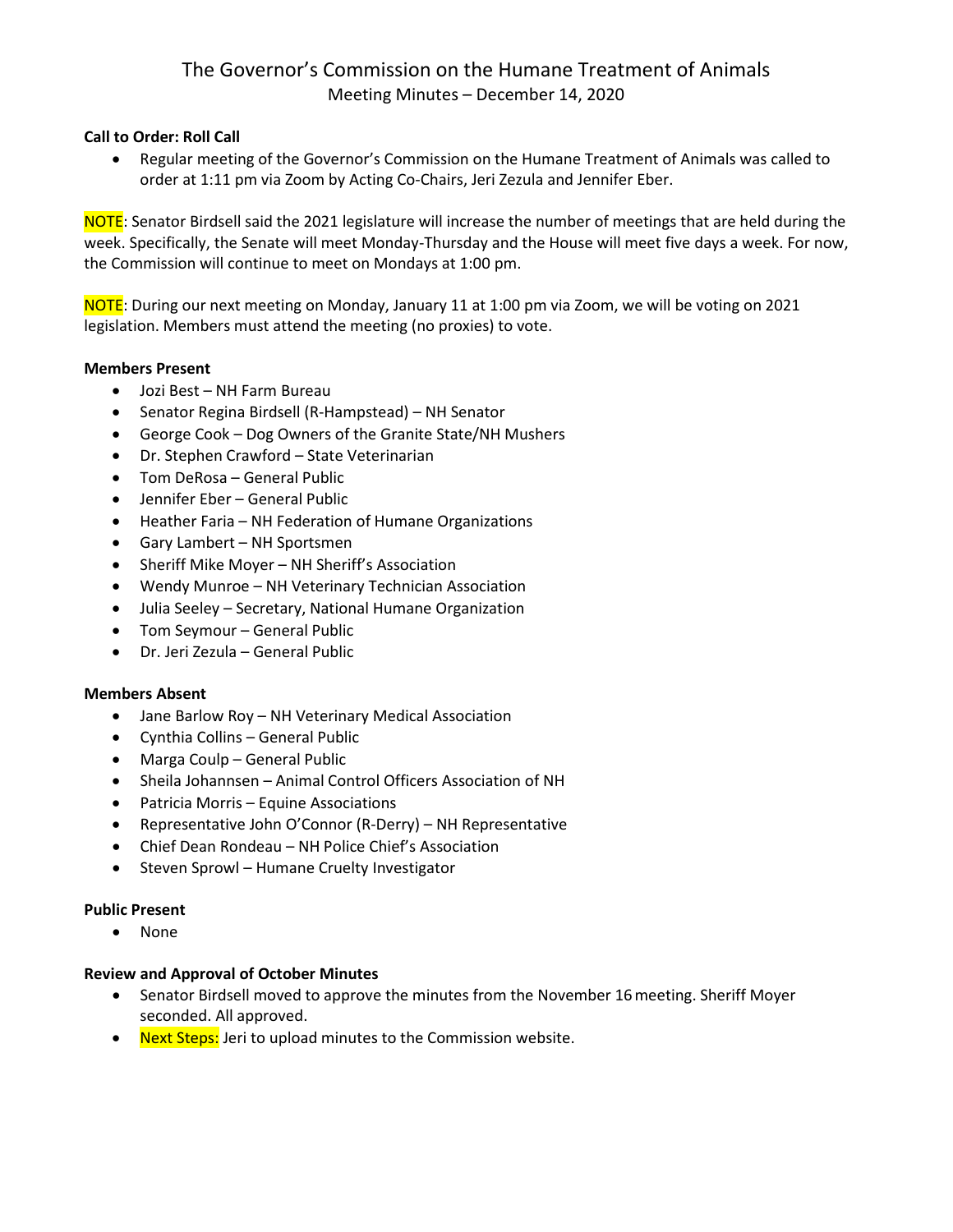# The Governor's Commission on the Humane Treatment of Animals

Meeting Minutes – December 14, 2020

**Call to Order: Roll Call**

- Regular meeting of the Governor's Commission on the Humane Treatment of Animals was called to order at 1:11 pm via Zoom by Acting Co-Chairs, Jeri Zezula and Jennifer Eber.

NOTE: Senator Birdsell said the 2021 legislature will increase the number of meetings that are held during the week. Specifically, the Senate will meet Monday-Thursday and the House will meet five days a week. For now, the Commission will continue to meet on Mondays at 1:00 pm.

NOTE: During our next meeting on Monday, January 11 at 1:00 pm via Zoom, we will be voting on 2021 legislation. Members must attend the meeting (no proxies) to vote.

**Members Present**

- Jozi Best – NH Farm Bureau
- Senator Regina Birdsell (R-Hampstead) – NH Senator
- George Cook – Dog Owners of the Granite State/NH Mushers
- Dr. Stephen Crawford – State Veterinarian
- Tom DeRosa – General Public
- Jennifer Eber – General Public
- Heather Faria – NH Federation of Humane Organizations
- Gary Lambert – NH Sportsmen
- Sheriff Mike Moyer – NH Sheriff's Association
- Wendy Munroe – NH Veterinary Technician Association
- Julia Seeley – Secretary, National Humane Organization
- Tom Seymour – General Public
- Dr. Jeri Zezula – General Public

**Members Absent**

- Jane Barlow Roy – NH Veterinary Medical Association
- Cynthia Collins – General Public
- Marga Coulp – General Public
- Sheila Johannsen – Animal Control Officers Association of NH
- Patricia Morris – Equine Associations
- Representative John O'Connor (R-Derry) – NH Representative
- Chief Dean Rondeau – NH Police Chief's Association
- Steven Sprowl – Humane Cruelty Investigator

**Public Present**

- None

**Review and Approval of October Minutes**

- Senator Birdsell moved to approve the minutes from the November 16 meeting. Sheriff Moyer seconded. All approved.
- Next Steps: Jeri to upload minutes to the Commission website.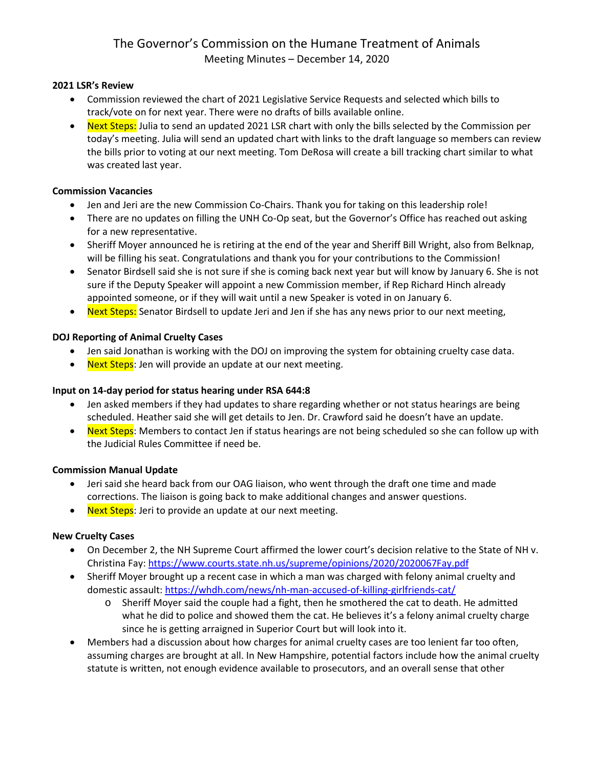# The Governor's Commission on the Humane Treatment of Animals

Meeting Minutes – December 14, 2020

**2021 LSR's Review**

- Commission reviewed the chart of 2021 Legislative Service Requests and selected which bills to track/vote on for next year. There were no drafts of bills available online.
- Next Steps: Julia to send an updated 2021 LSR chart with only the bills selected by the Commission per today's meeting. Julia will send an updated chart with links to the draft language so members can review the bills prior to voting at our next meeting. Tom DeRosa will create a bill tracking chart similar to what was created last year.

**Commission Vacancies**

- Jen and Jeri are the new Commission Co-Chairs. Thank you for taking on this leadership role!
- There are no updates on filling the UNH Co-Op seat, but the Governor's Office has reached out asking for a new representative.
- Sheriff Moyer announced he is retiring at the end of the year and Sheriff Bill Wright, also from Belknap, will be filling his seat. Congratulations and thank you for your contributions to the Commission!
- Senator Birdsell said she is not sure if she is coming back next year but will know by January 6. She is not sure if the Deputy Speaker will appoint a new Commission member, if Rep Richard Hinch already appointed someone, or if they will wait until a new Speaker is voted in on January 6.
- Next Steps: Senator Birdsell to update Jeri and Jen if she has any news prior to our next meeting,

**DOJ Reporting of Animal Cruelty Cases**

- Jen said Jonathan is working with the DOJ on improving the system for obtaining cruelty case data.
- Next Steps: Jen will provide an update at our next meeting.

**Input on 14-day period for status hearing under RSA 644:8**

- Jen asked members if they had updates to share regarding whether or not status hearings are being scheduled. Heather said she will get details to Jen. Dr. Crawford said he doesn't have an update.
- Next Steps: Members to contact Jen if status hearings are not being scheduled so she can follow up with the Judicial Rules Committee if need be.

**Commission Manual Update**

- Jeri said she heard back from our OAG liaison, who went through the draft one time and made corrections. The liaison is going back to make additional changes and answer questions.
- Next Steps: Jeri to provide an update at our next meeting.

**New Cruelty Cases**

- On December 2, the NH Supreme Court affirmed the lower court's decision relative to the State of NH v. Christina Fay: https://www.courts.state.nh.us/supreme/opinions/2020/2020067Fay.pdf
- Sheriff Moyer brought up a recent case in which a man was charged with felony animal cruelty and domestic assault: https://whdh.com/news/nh-man-accused-of-killing-girlfriends-cat/
  - Sheriff Moyer said the couple had a fight, then he smothered the cat to death. He admitted what he did to police and showed them the cat. He believes it's a felony animal cruelty charge since he is getting arraigned in Superior Court but will look into it.
- Members had a discussion about how charges for animal cruelty cases are too lenient far too often, assuming charges are brought at all. In New Hampshire, potential factors include how the animal cruelty statute is written, not enough evidence available to prosecutors, and an overall sense that other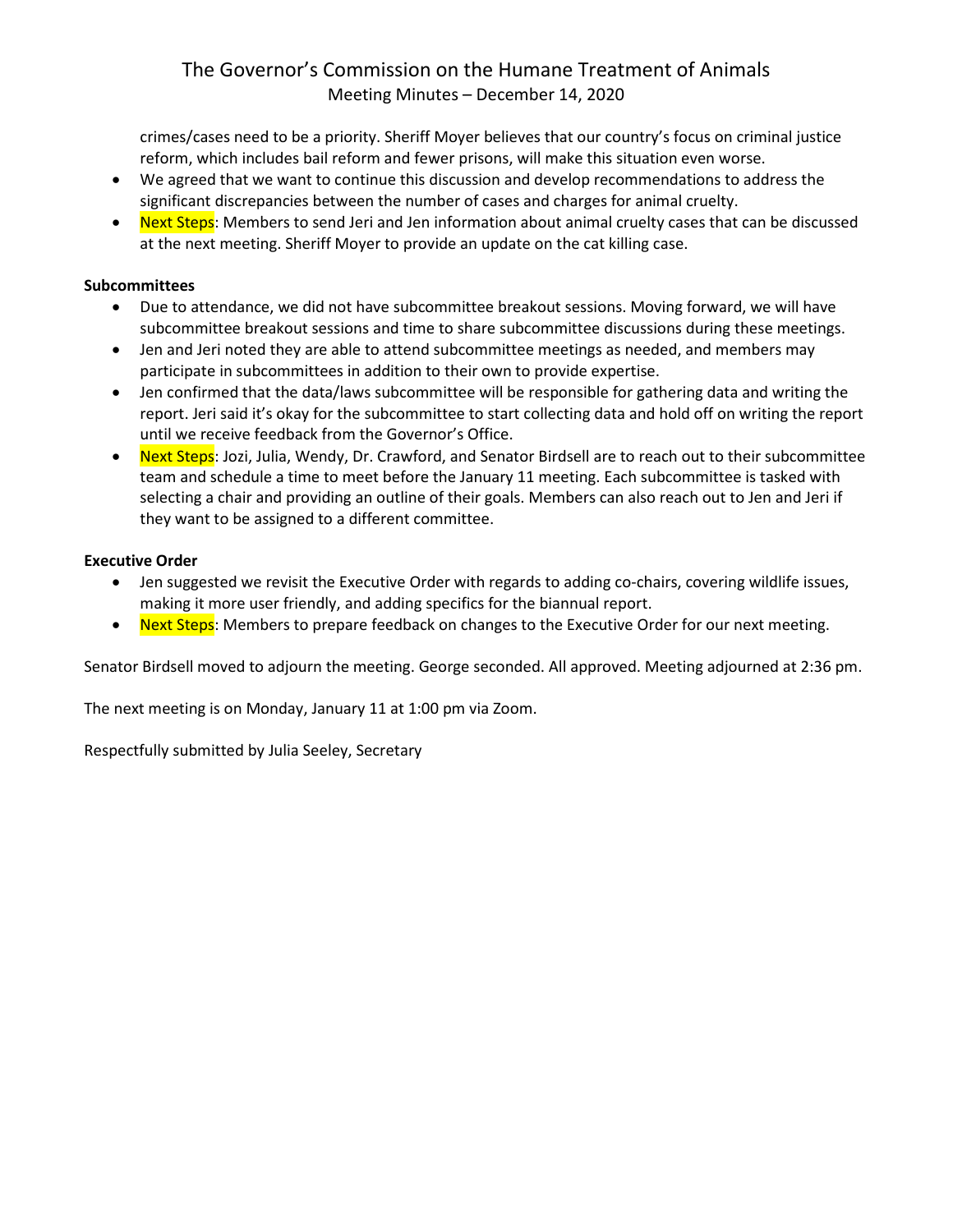crimes/cases need to be a priority. Sheriff Moyer believes that our country's focus on criminal justice reform, which includes bail reform and fewer prisons, will make this situation even worse.

- We agreed that we want to continue this discussion and develop recommendations to address the significant discrepancies between the number of cases and charges for animal cruelty.
- Next Steps: Members to send Jeri and Jen information about animal cruelty cases that can be discussed at the next meeting. Sheriff Moyer to provide an update on the cat killing case.

**Subcommittees**

- Due to attendance, we did not have subcommittee breakout sessions. Moving forward, we will have subcommittee breakout sessions and time to share subcommittee discussions during these meetings.
- Jen and Jeri noted they are able to attend subcommittee meetings as needed, and members may participate in subcommittees in addition to their own to provide expertise.
- Jen confirmed that the data/laws subcommittee will be responsible for gathering data and writing the report. Jeri said it's okay for the subcommittee to start collecting data and hold off on writing the report until we receive feedback from the Governor's Office.
- Next Steps: Jozi, Julia, Wendy, Dr. Crawford, and Senator Birdsell are to reach out to their subcommittee team and schedule a time to meet before the January 11 meeting. Each subcommittee is tasked with selecting a chair and providing an outline of their goals. Members can also reach out to Jen and Jeri if they want to be assigned to a different committee.

**Executive Order**

- Jen suggested we revisit the Executive Order with regards to adding co-chairs, covering wildlife issues, making it more user friendly, and adding specifics for the biannual report.
- Next Steps: Members to prepare feedback on changes to the Executive Order for our next meeting.

Senator Birdsell moved to adjourn the meeting. George seconded. All approved. Meeting adjourned at 2:36 pm.

The next meeting is on Monday, January 11 at 1:00 pm via Zoom.

Respectfully submitted by Julia Seeley, Secretary